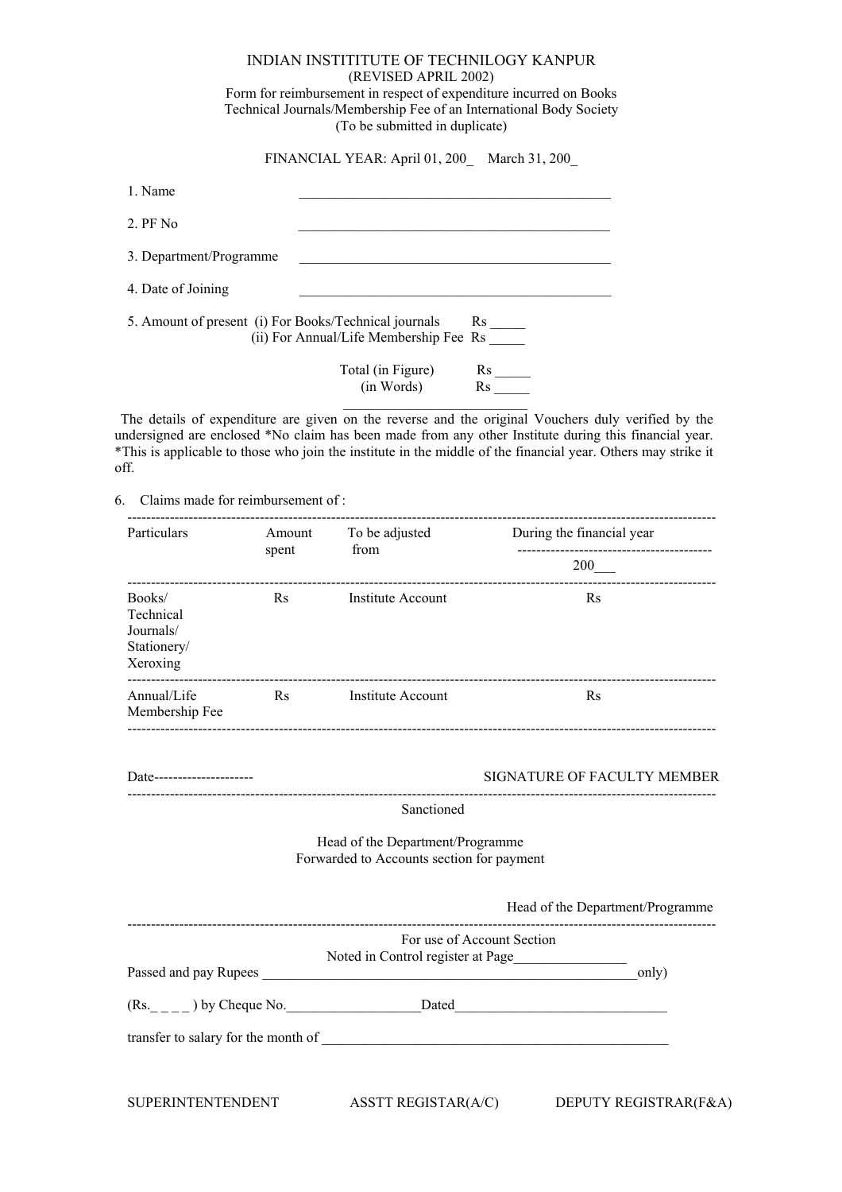# INDIAN INSTIITUTE OF TECHNILOGY KANPUR

(REVISED APRIL 2002)

Form for reimbursement in respect of expenditure incurred on Books Technical Journals/Membership Fee of an International Body Society

(To be submitted in duplicate)

FINANCIAL YEAR: April 01, 200_ March 31, 200_

1. Name ____________________________________________
2. PF No ____________________________________________
3. Department/Programme ____________________________________________
4. Date of Joining ____________________________________________
5. Amount of present (i) For Books/Technical journals Rs _____
   (ii) For Annual/Life Membership Fee Rs _____

   Total (in Figure) Rs _____
   (in Words) Rs _____
   __________________________

The details of expenditure are given on the reverse and the original Vouchers duly verified by the undersigned are enclosed *No claim has been made from any other Institute during this financial year. *This is applicable to those who join the institute in the middle of the financial year. Others may strike it off.

6. Claims made for reimbursement of :

| Particulars | Amount spent | To be adjusted from | During the financial year 200___ |
|---|---|---|---|
| Books/ Technical Journals/ Stationery/ Xeroxing | Rs | Institute Account | Rs |
| Annual/Life Membership Fee | Rs | Institute Account | Rs |

Date---------------------

SIGNATURE OF FACULTY MEMBER

---

Sanctioned

Head of the Department/Programme
Forwarded to Accounts section for payment

Head of the Department/Programme

---

For use of Account Section

Noted in Control register at Page________________

Passed and pay Rupees ________________________________________________________only)

(Rs._ _ _ _ ) by Cheque No.___________________Dated______________________________

transfer to salary for the month of __________________________________________________

SUPERINTENTENDENT ASSTT REGISTAR(A/C) DEPUTY REGISTRAR(F&A)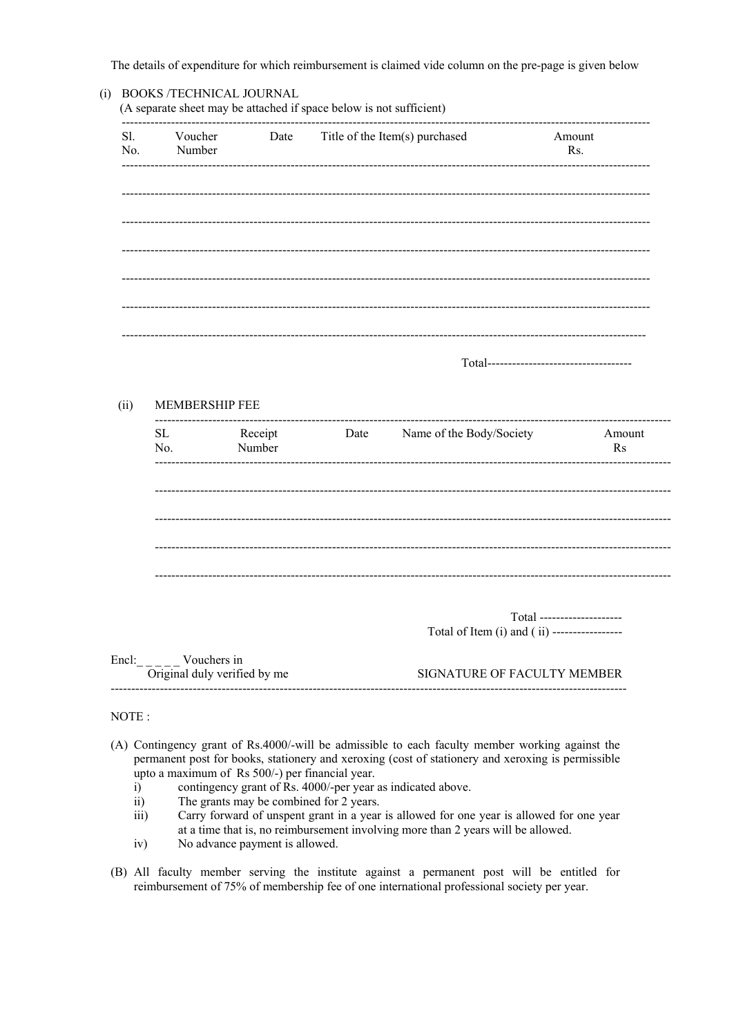The details of expenditure for which reimbursement is claimed vide column on the pre-page is given below

(i) BOOKS /TECHNICAL JOURNAL
(A separate sheet may be attached if space below is not sufficient)

| Sl. No. | Voucher Number | Date | Title of the Item(s) purchased | Amount Rs. |
|---|---|---|---|---|
| | | | | |
| | | | | |
| | | | | |
| | | | | |
| | | | | |
| | | | | |

Total-----------------------------------

(ii) MEMBERSHIP FEE

| SL No. | Receipt Number | Date | Name of the Body/Society | Amount Rs |
|---|---|---|---|---|
| | | | | |
| | | | | |
| | | | | |
| | | | | |

Total --------------------

Total of Item (i) and ( ii) -----------------

Encl:_ _ _ _ _ Vouchers in
Original duly verified by me

SIGNATURE OF FACULTY MEMBER

---

NOTE :

(A) Contingency grant of Rs.4000/-will be admissible to each faculty member working against the permanent post for books, stationery and xeroxing (cost of stationery and xeroxing is permissible upto a maximum of Rs 500/-) per financial year.
   i) contingency grant of Rs. 4000/-per year as indicated above.
   ii) The grants may be combined for 2 years.
   iii) Carry forward of unspent grant in a year is allowed for one year is allowed for one year at a time that is, no reimbursement involving more than 2 years will be allowed.
   iv) No advance payment is allowed.

(B) All faculty member serving the institute against a permanent post will be entitled for reimbursement of 75% of membership fee of one international professional society per year.